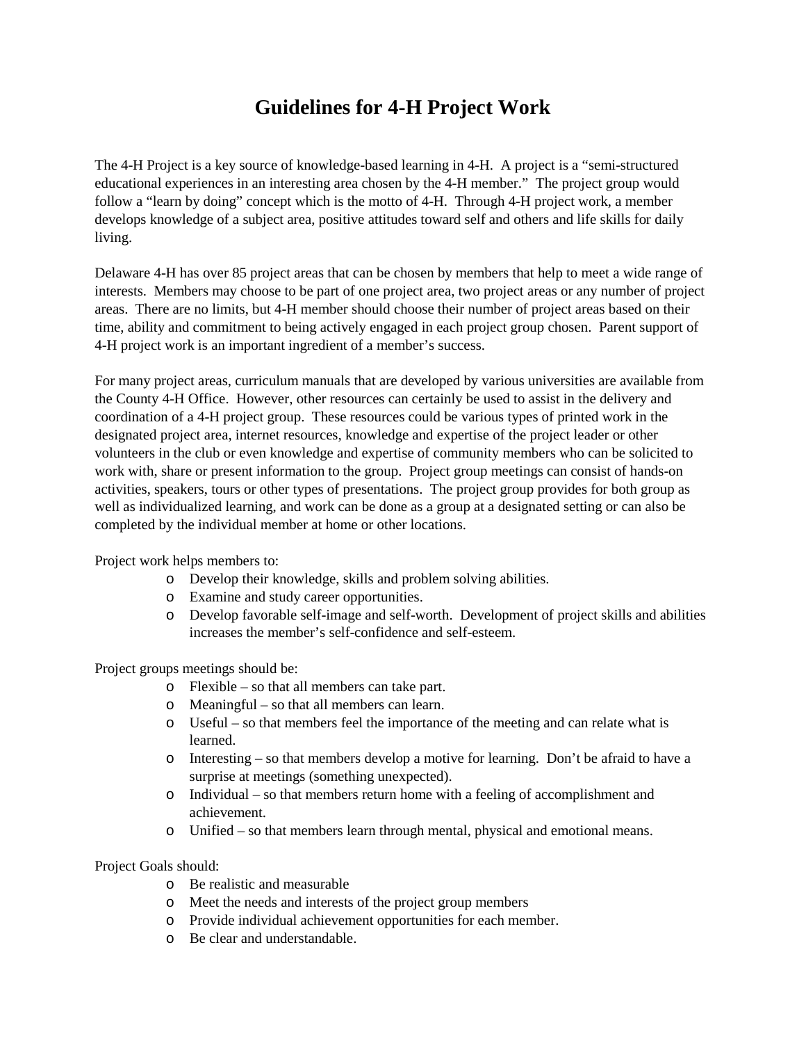# Guidelines for 4-H Project Work

The 4-H Project is a key source of knowledge-based learning in 4-H. A project is a "semi-structured educational experiences in an interesting area chosen by the 4-H member." The project group would follow a "learn by doing" concept which is the motto of 4-H. Through 4-H project work, a member develops knowledge of a subject area, positive attitudes toward self and others and life skills for daily living.

Delaware 4-H has over 85 project areas that can be chosen by members that help to meet a wide range of interests. Members may choose to be part of one project area, two project areas or any number of project areas. There are no limits, but 4-H member should choose their number of project areas based on their time, ability and commitment to being actively engaged in each project group chosen. Parent support of 4-H project work is an important ingredient of a member's success.

For many project areas, curriculum manuals that are developed by various universities are available from the County 4-H Office. However, other resources can certainly be used to assist in the delivery and coordination of a 4-H project group. These resources could be various types of printed work in the designated project area, internet resources, knowledge and expertise of the project leader or other volunteers in the club or even knowledge and expertise of community members who can be solicited to work with, share or present information to the group. Project group meetings can consist of hands-on activities, speakers, tours or other types of presentations. The project group provides for both group as well as individualized learning, and work can be done as a group at a designated setting or can also be completed by the individual member at home or other locations.

Project work helps members to:

- Develop their knowledge, skills and problem solving abilities.
- Examine and study career opportunities.
- Develop favorable self-image and self-worth. Development of project skills and abilities increases the member's self-confidence and self-esteem.

Project groups meetings should be:

- Flexible – so that all members can take part.
- Meaningful – so that all members can learn.
- Useful – so that members feel the importance of the meeting and can relate what is learned.
- Interesting – so that members develop a motive for learning. Don't be afraid to have a surprise at meetings (something unexpected).
- Individual – so that members return home with a feeling of accomplishment and achievement.
- Unified – so that members learn through mental, physical and emotional means.

Project Goals should:

- Be realistic and measurable
- Meet the needs and interests of the project group members
- Provide individual achievement opportunities for each member.
- Be clear and understandable.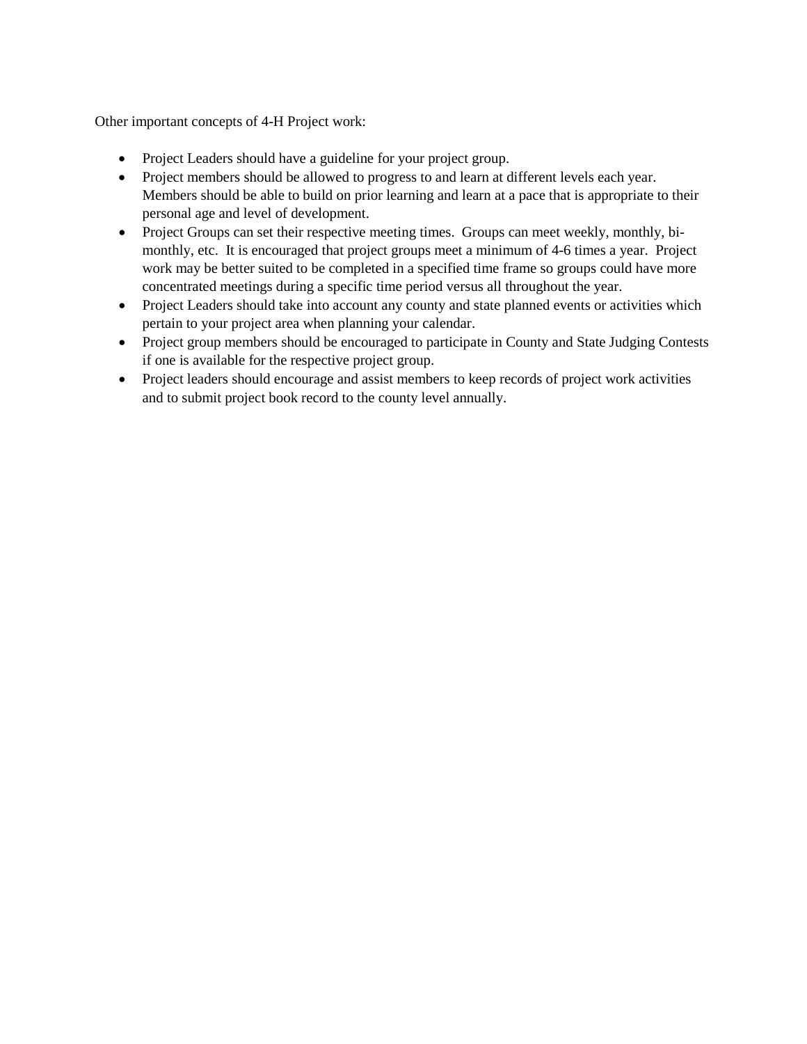Other important concepts of 4-H Project work:

- Project Leaders should have a guideline for your project group.
- Project members should be allowed to progress to and learn at different levels each year. Members should be able to build on prior learning and learn at a pace that is appropriate to their personal age and level of development.
- Project Groups can set their respective meeting times. Groups can meet weekly, monthly, bi-monthly, etc. It is encouraged that project groups meet a minimum of 4-6 times a year. Project work may be better suited to be completed in a specified time frame so groups could have more concentrated meetings during a specific time period versus all throughout the year.
- Project Leaders should take into account any county and state planned events or activities which pertain to your project area when planning your calendar.
- Project group members should be encouraged to participate in County and State Judging Contests if one is available for the respective project group.
- Project leaders should encourage and assist members to keep records of project work activities and to submit project book record to the county level annually.